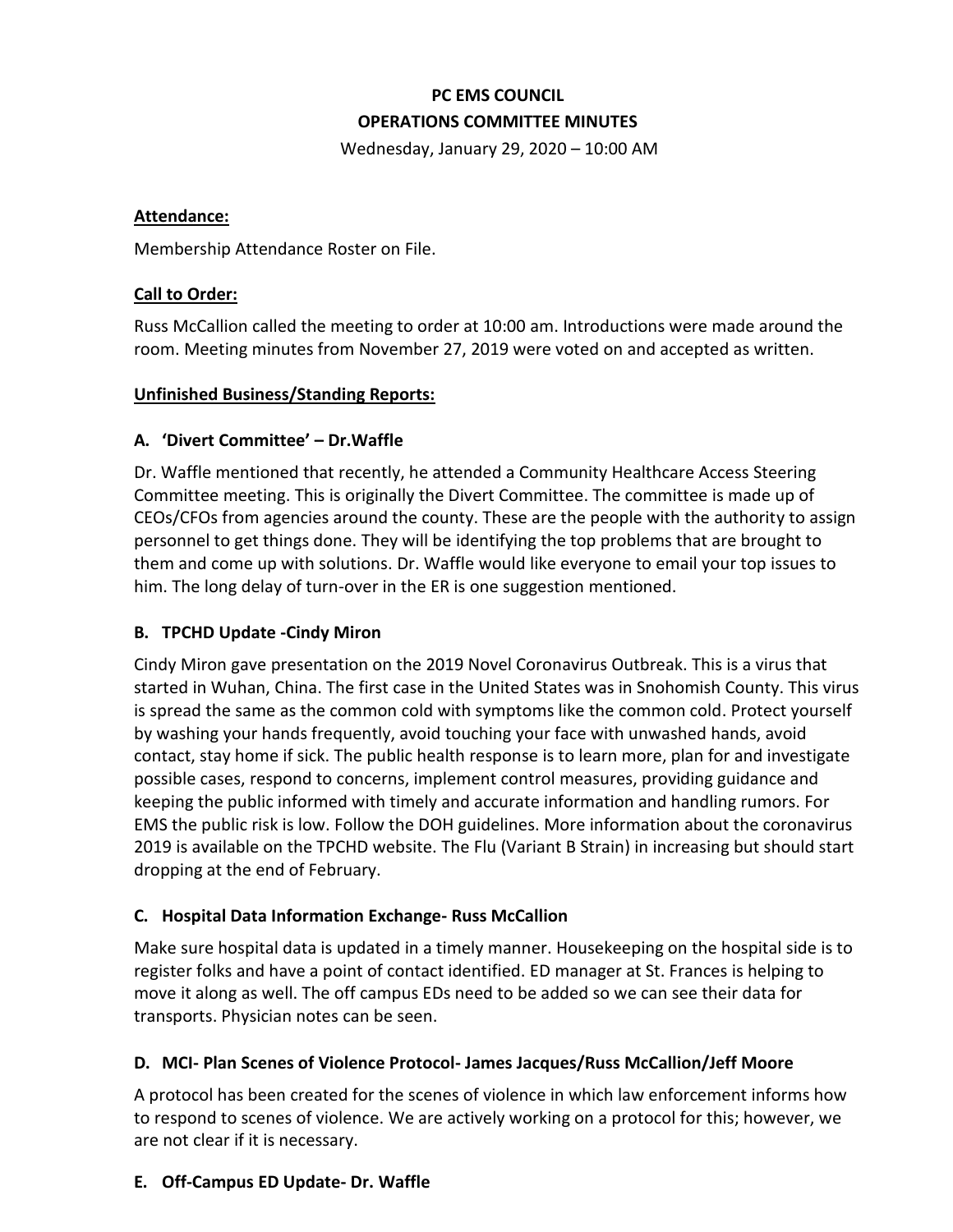# PC EMS COUNCIL

## OPERATIONS COMMITTEE MINUTES

Wednesday, January 29, 2020 – 10:00 AM

**Attendance:**

Membership Attendance Roster on File.

**Call to Order:**

Russ McCallion called the meeting to order at 10:00 am. Introductions were made around the room. Meeting minutes from November 27, 2019 were voted on and accepted as written.

**Unfinished Business/Standing Reports:**

### A. 'Divert Committee' – Dr.Waffle

Dr. Waffle mentioned that recently, he attended a Community Healthcare Access Steering Committee meeting. This is originally the Divert Committee. The committee is made up of CEOs/CFOs from agencies around the county. These are the people with the authority to assign personnel to get things done. They will be identifying the top problems that are brought to them and come up with solutions. Dr. Waffle would like everyone to email your top issues to him. The long delay of turn-over in the ER is one suggestion mentioned.

### B. TPCHD Update -Cindy Miron

Cindy Miron gave presentation on the 2019 Novel Coronavirus Outbreak. This is a virus that started in Wuhan, China. The first case in the United States was in Snohomish County. This virus is spread the same as the common cold with symptoms like the common cold. Protect yourself by washing your hands frequently, avoid touching your face with unwashed hands, avoid contact, stay home if sick. The public health response is to learn more, plan for and investigate possible cases, respond to concerns, implement control measures, providing guidance and keeping the public informed with timely and accurate information and handling rumors. For EMS the public risk is low. Follow the DOH guidelines. More information about the coronavirus 2019 is available on the TPCHD website. The Flu (Variant B Strain) in increasing but should start dropping at the end of February.

### C. Hospital Data Information Exchange- Russ McCallion

Make sure hospital data is updated in a timely manner. Housekeeping on the hospital side is to register folks and have a point of contact identified. ED manager at St. Frances is helping to move it along as well. The off campus EDs need to be added so we can see their data for transports. Physician notes can be seen.

### D. MCI- Plan Scenes of Violence Protocol- James Jacques/Russ McCallion/Jeff Moore

A protocol has been created for the scenes of violence in which law enforcement informs how to respond to scenes of violence. We are actively working on a protocol for this; however, we are not clear if it is necessary.

### E. Off-Campus ED Update- Dr. Waffle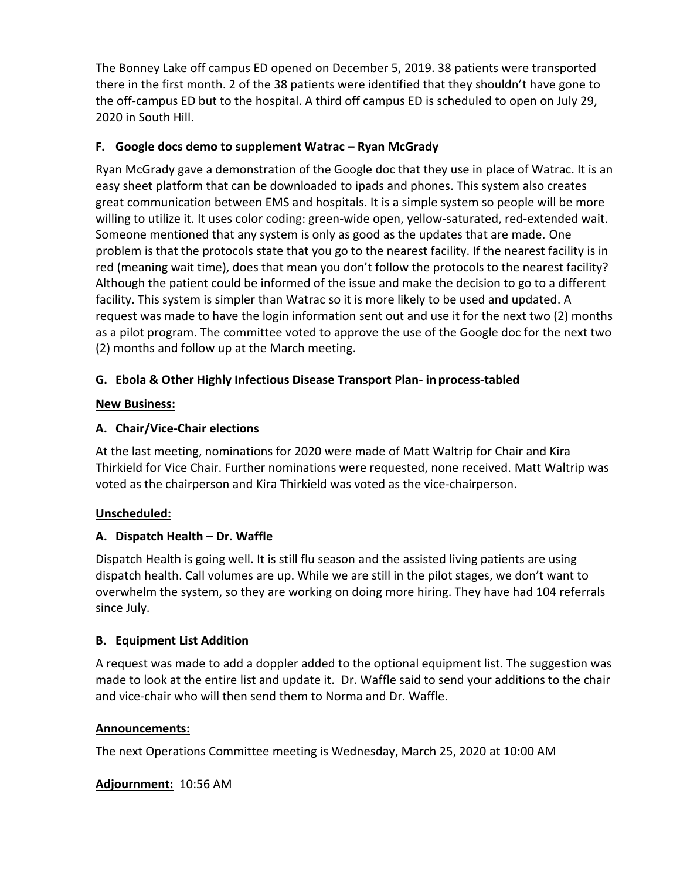The Bonney Lake off campus ED opened on December 5, 2019. 38 patients were transported there in the first month. 2 of the 38 patients were identified that they shouldn't have gone to the off-campus ED but to the hospital. A third off campus ED is scheduled to open on July 29, 2020 in South Hill.

### F. Google docs demo to supplement Watrac – Ryan McGrady

Ryan McGrady gave a demonstration of the Google doc that they use in place of Watrac. It is an easy sheet platform that can be downloaded to ipads and phones. This system also creates great communication between EMS and hospitals. It is a simple system so people will be more willing to utilize it. It uses color coding: green-wide open, yellow-saturated, red-extended wait. Someone mentioned that any system is only as good as the updates that are made. One problem is that the protocols state that you go to the nearest facility. If the nearest facility is in red (meaning wait time), does that mean you don't follow the protocols to the nearest facility? Although the patient could be informed of the issue and make the decision to go to a different facility. This system is simpler than Watrac so it is more likely to be used and updated. A request was made to have the login information sent out and use it for the next two (2) months as a pilot program. The committee voted to approve the use of the Google doc for the next two (2) months and follow up at the March meeting.

### G. Ebola & Other Highly Infectious Disease Transport Plan- in process-tabled

## New Business:

### A. Chair/Vice-Chair elections

At the last meeting, nominations for 2020 were made of Matt Waltrip for Chair and Kira Thirkield for Vice Chair. Further nominations were requested, none received. Matt Waltrip was voted as the chairperson and Kira Thirkield was voted as the vice-chairperson.

## Unscheduled:

### A. Dispatch Health – Dr. Waffle

Dispatch Health is going well. It is still flu season and the assisted living patients are using dispatch health. Call volumes are up. While we are still in the pilot stages, we don't want to overwhelm the system, so they are working on doing more hiring. They have had 104 referrals since July.

### B. Equipment List Addition

A request was made to add a doppler added to the optional equipment list. The suggestion was made to look at the entire list and update it. Dr. Waffle said to send your additions to the chair and vice-chair who will then send them to Norma and Dr. Waffle.

## Announcements:

The next Operations Committee meeting is Wednesday, March 25, 2020 at 10:00 AM

**Adjournment:** 10:56 AM